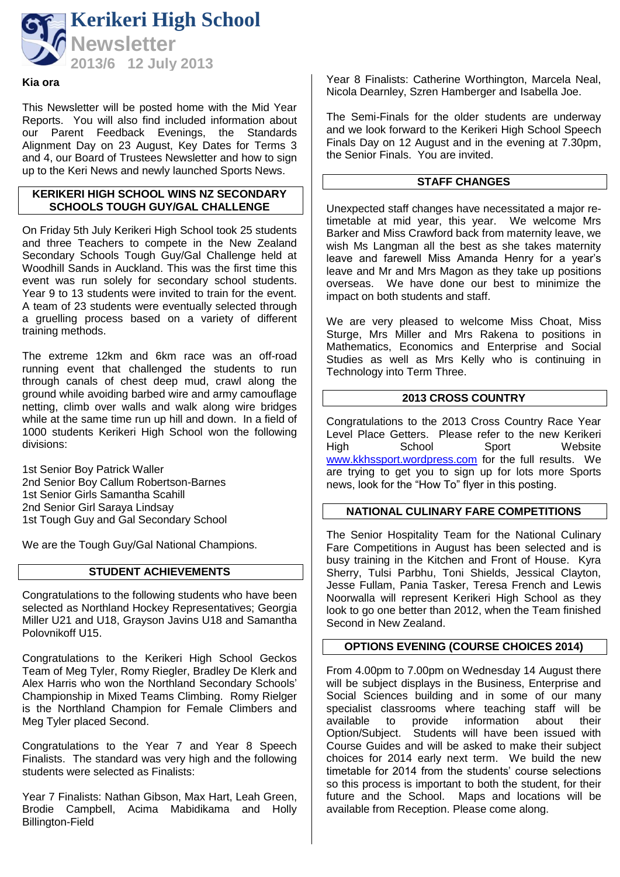# Kerikeri High School

## Newsletter

**2013/6 12 July 2013**

**Kia ora**

This Newsletter will be posted home with the Mid Year Reports. You will also find included information about our Parent Feedback Evenings, the Standards Alignment Day on 23 August, Key Dates for Terms 3 and 4, our Board of Trustees Newsletter and how to sign up to the Keri News and newly launched Sports News.

### KERIKERI HIGH SCHOOL WINS NZ SECONDARY SCHOOLS TOUGH GUY/GAL CHALLENGE

On Friday 5th July Kerikeri High School took 25 students and three Teachers to compete in the New Zealand Secondary Schools Tough Guy/Gal Challenge held at Woodhill Sands in Auckland. This was the first time this event was run solely for secondary school students. Year 9 to 13 students were invited to train for the event. A team of 23 students were eventually selected through a gruelling process based on a variety of different training methods.

The extreme 12km and 6km race was an off-road running event that challenged the students to run through canals of chest deep mud, crawl along the ground while avoiding barbed wire and army camouflage netting, climb over walls and walk along wire bridges while at the same time run up hill and down. In a field of 1000 students Kerikeri High School won the following divisions:

1st Senior Boy Patrick Waller
2nd Senior Boy Callum Robertson-Barnes
1st Senior Girls Samantha Scahill
2nd Senior Girl Saraya Lindsay
1st Tough Guy and Gal Secondary School

We are the Tough Guy/Gal National Champions.

### STUDENT ACHIEVEMENTS

Congratulations to the following students who have been selected as Northland Hockey Representatives; Georgia Miller U21 and U18, Grayson Javins U18 and Samantha Polovnikoff U15.

Congratulations to the Kerikeri High School Geckos Team of Meg Tyler, Romy Riegler, Bradley De Klerk and Alex Harris who won the Northland Secondary Schools' Championship in Mixed Teams Climbing. Romy Rielger is the Northland Champion for Female Climbers and Meg Tyler placed Second.

Congratulations to the Year 7 and Year 8 Speech Finalists. The standard was very high and the following students were selected as Finalists:

Year 7 Finalists: Nathan Gibson, Max Hart, Leah Green, Brodie Campbell, Acima Mabidikama and Holly Billington-Field

Year 8 Finalists: Catherine Worthington, Marcela Neal, Nicola Dearnley, Szren Hamberger and Isabella Joe.

The Semi-Finals for the older students are underway and we look forward to the Kerikeri High School Speech Finals Day on 12 August and in the evening at 7.30pm, the Senior Finals. You are invited.

### STAFF CHANGES

Unexpected staff changes have necessitated a major re-timetable at mid year, this year. We welcome Mrs Barker and Miss Crawford back from maternity leave, we wish Ms Langman all the best as she takes maternity leave and farewell Miss Amanda Henry for a year's leave and Mr and Mrs Magon as they take up positions overseas. We have done our best to minimize the impact on both students and staff.

We are very pleased to welcome Miss Choat, Miss Sturge, Mrs Miller and Mrs Rakena to positions in Mathematics, Economics and Enterprise and Social Studies as well as Mrs Kelly who is continuing in Technology into Term Three.

### 2013 CROSS COUNTRY

Congratulations to the 2013 Cross Country Race Year Level Place Getters. Please refer to the new Kerikeri High School Sport Website www.kkhssport.wordpress.com for the full results. We are trying to get you to sign up for lots more Sports news, look for the "How To" flyer in this posting.

### NATIONAL CULINARY FARE COMPETITIONS

The Senior Hospitality Team for the National Culinary Fare Competitions in August has been selected and is busy training in the Kitchen and Front of House. Kyra Sherry, Tulsi Parbhu, Toni Shields, Jessical Clayton, Jesse Fullam, Pania Tasker, Teresa French and Lewis Noorwalla will represent Kerikeri High School as they look to go one better than 2012, when the Team finished Second in New Zealand.

### OPTIONS EVENING (COURSE CHOICES 2014)

From 4.00pm to 7.00pm on Wednesday 14 August there will be subject displays in the Business, Enterprise and Social Sciences building and in some of our many specialist classrooms where teaching staff will be available to provide information about their Option/Subject. Students will have been issued with Course Guides and will be asked to make their subject choices for 2014 early next term. We build the new timetable for 2014 from the students' course selections so this process is important to both the student, for their future and the School. Maps and locations will be available from Reception. Please come along.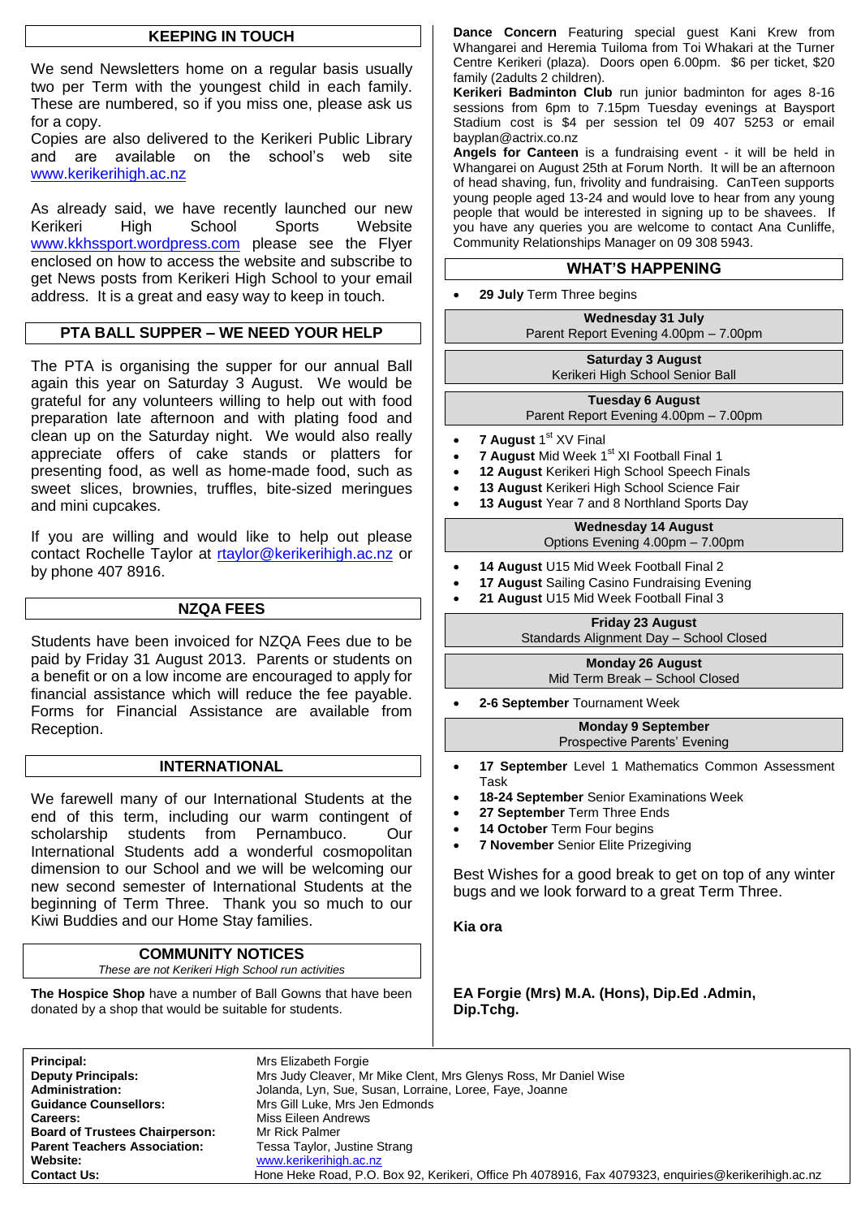## KEEPING IN TOUCH

We send Newsletters home on a regular basis usually two per Term with the youngest child in each family. These are numbered, so if you miss one, please ask us for a copy.

Copies are also delivered to the Kerikeri Public Library and are available on the school's web site www.kerikerihigh.ac.nz

As already said, we have recently launched our new Kerikeri High School Sports Website www.kkhssport.wordpress.com please see the Flyer enclosed on how to access the website and subscribe to get News posts from Kerikeri High School to your email address. It is a great and easy way to keep in touch.

## PTA BALL SUPPER – WE NEED YOUR HELP

The PTA is organising the supper for our annual Ball again this year on Saturday 3 August. We would be grateful for any volunteers willing to help out with food preparation late afternoon and with plating food and clean up on the Saturday night. We would also really appreciate offers of cake stands or platters for presenting food, as well as home-made food, such as sweet slices, brownies, truffles, bite-sized meringues and mini cupcakes.

If you are willing and would like to help out please contact Rochelle Taylor at rtaylor@kerikerihigh.ac.nz or by phone 407 8916.

## NZQA FEES

Students have been invoiced for NZQA Fees due to be paid by Friday 31 August 2013. Parents or students on a benefit or on a low income are encouraged to apply for financial assistance which will reduce the fee payable. Forms for Financial Assistance are available from Reception.

## INTERNATIONAL

We farewell many of our International Students at the end of this term, including our warm contingent of scholarship students from Pernambuco. Our International Students add a wonderful cosmopolitan dimension to our School and we will be welcoming our new second semester of International Students at the beginning of Term Three. Thank you so much to our Kiwi Buddies and our Home Stay families.

## COMMUNITY NOTICES

*These are not Kerikeri High School run activities*

**The Hospice Shop** have a number of Ball Gowns that have been donated by a shop that would be suitable for students.

**Dance Concern** Featuring special guest Kani Krew from Whangarei and Heremia Tuiloma from Toi Whakari at the Turner Centre Kerikeri (plaza). Doors open 6.00pm. $6 per ticket, $20 family (2adults 2 children).

**Kerikeri Badminton Club** run junior badminton for ages 8-16 sessions from 6pm to 7.15pm Tuesday evenings at Baysport Stadium cost is $4 per session tel 09 407 5253 or email bayplan@actrix.co.nz

**Angels for Canteen** is a fundraising event - it will be held in Whangarei on August 25th at Forum North. It will be an afternoon of head shaving, fun, frivolity and fundraising. CanTeen supports young people aged 13-24 and would love to hear from any young people that would be interested in signing up to be shavees. If you have any queries you are welcome to contact Ana Cunliffe, Community Relationships Manager on 09 308 5943.

## WHAT'S HAPPENING

- **29 July** Term Three begins

**Wednesday 31 July**
Parent Report Evening 4.00pm – 7.00pm

**Saturday 3 August**
Kerikeri High School Senior Ball

**Tuesday 6 August**
Parent Report Evening 4.00pm – 7.00pm

- **7 August** 1st XV Final
- **7 August** Mid Week 1st XI Football Final 1
- **12 August** Kerikeri High School Speech Finals
- **13 August** Kerikeri High School Science Fair
- **13 August** Year 7 and 8 Northland Sports Day

**Wednesday 14 August**
Options Evening 4.00pm – 7.00pm

- **14 August** U15 Mid Week Football Final 2
- **17 August** Sailing Casino Fundraising Evening
- **21 August** U15 Mid Week Football Final 3

**Friday 23 August**
Standards Alignment Day – School Closed

**Monday 26 August**
Mid Term Break – School Closed

- **2-6 September** Tournament Week

**Monday 9 September**
Prospective Parents' Evening

- **17 September** Level 1 Mathematics Common Assessment Task
- **18-24 September** Senior Examinations Week
- **27 September** Term Three Ends
- **14 October** Term Four begins
- **7 November** Senior Elite Prizegiving

Best Wishes for a good break to get on top of any winter bugs and we look forward to a great Term Three.

**Kia ora**

**EA Forgie (Mrs) M.A. (Hons), Dip.Ed .Admin, Dip.Tchg.**

| | |
|---|---|
| **Principal:** | Mrs Elizabeth Forgie |
| **Deputy Principals:** | Mrs Judy Cleaver, Mr Mike Clent, Mrs Glenys Ross, Mr Daniel Wise |
| **Administration:** | Jolanda, Lyn, Sue, Susan, Lorraine, Loree, Faye, Joanne |
| **Guidance Counsellors:** | Mrs Gill Luke, Mrs Jen Edmonds |
| **Careers:** | Miss Eileen Andrews |
| **Board of Trustees Chairperson:** | Mr Rick Palmer |
| **Parent Teachers Association:** | Tessa Taylor, Justine Strang |
| **Website:** | www.kerikerihigh.ac.nz |
| **Contact Us:** | Hone Heke Road, P.O. Box 92, Kerikeri, Office Ph 4078916, Fax 4079323, enquiries@kerikerihigh.ac.nz |